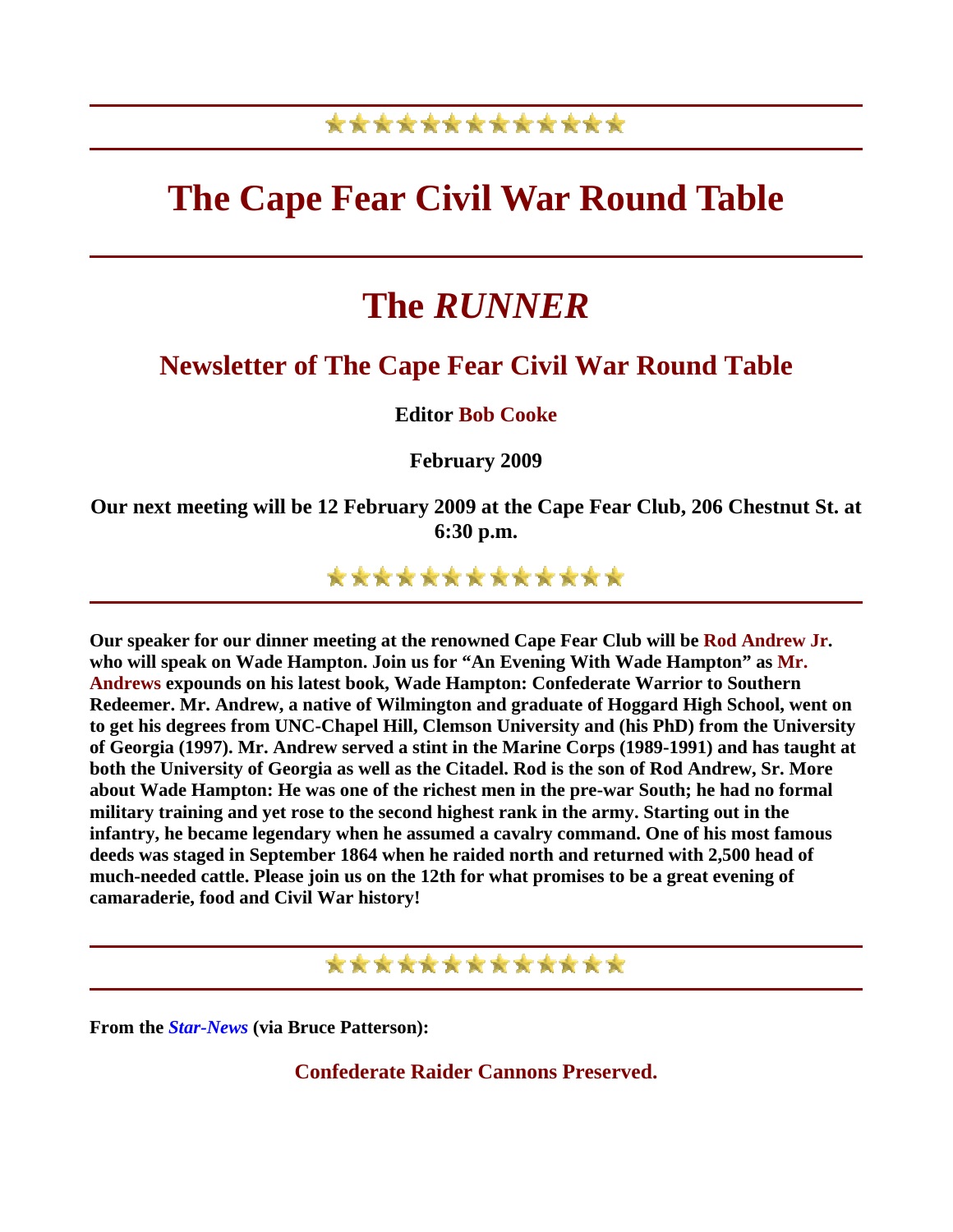# The Cape Fear Civil War Round Table

# The *RUNNER*

## Newsletter of The Cape Fear Civil War Round Table

**Editor Bob Cooke**

**February 2009**

**Our next meeting will be 12 February 2009 at the Cape Fear Club, 206 Chestnut St. at 6:30 p.m.**

---

**Our speaker for our dinner meeting at the renowned Cape Fear Club will be Rod Andrew Jr. who will speak on Wade Hampton. Join us for "An Evening With Wade Hampton" as Mr. Andrews expounds on his latest book, Wade Hampton: Confederate Warrior to Southern Redeemer. Mr. Andrew, a native of Wilmington and graduate of Hoggard High School, went on to get his degrees from UNC-Chapel Hill, Clemson University and (his PhD) from the University of Georgia (1997). Mr. Andrew served a stint in the Marine Corps (1989-1991) and has taught at both the University of Georgia as well as the Citadel. Rod is the son of Rod Andrew, Sr. More about Wade Hampton: He was one of the richest men in the pre-war South; he had no formal military training and yet rose to the second highest rank in the army. Starting out in the infantry, he became legendary when he assumed a cavalry command. One of his most famous deeds was staged in September 1864 when he raided north and returned with 2,500 head of much-needed cattle. Please join us on the 12th for what promises to be a great evening of camaraderie, food and Civil War history!**

---

**From the *Star-News* (via Bruce Patterson):**

### Confederate Raider Cannons Preserved.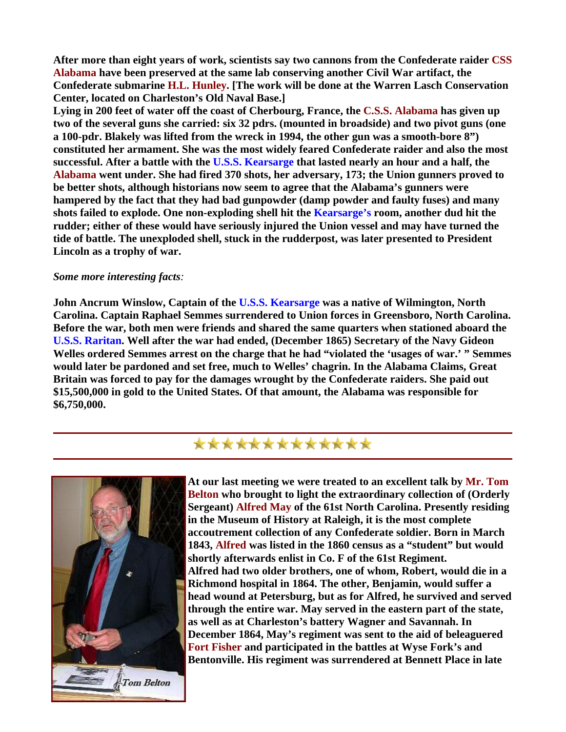**After more than eight years of work, scientists say two cannons from the Confederate raider CSS Alabama have been preserved at the same lab conserving another Civil War artifact, the Confederate submarine H.L. Hunley. [The work will be done at the Warren Lasch Conservation Center, located on Charleston's Old Naval Base.]**

**Lying in 200 feet of water off the coast of Cherbourg, France, the C.S.S. Alabama has given up two of the several guns she carried: six 32 pdrs. (mounted in broadside) and two pivot guns (one a 100-pdr. Blakely was lifted from the wreck in 1994, the other gun was a smooth-bore 8") constituted her armament. She was the most widely feared Confederate raider and also the most successful. After a battle with the U.S.S. Kearsarge that lasted nearly an hour and a half, the Alabama went under. She had fired 370 shots, her adversary, 173; the Union gunners proved to be better shots, although historians now seem to agree that the Alabama's gunners were hampered by the fact that they had bad gunpowder (damp powder and faulty fuses) and many shots failed to explode. One non-exploding shell hit the Kearsarge's room, another dud hit the rudder; either of these would have seriously injured the Union vessel and may have turned the tide of battle. The unexploded shell, stuck in the rudderpost, was later presented to President Lincoln as a trophy of war.**

***Some more interesting facts*:**

**John Ancrum Winslow, Captain of the U.S.S. Kearsarge was a native of Wilmington, North Carolina. Captain Raphael Semmes surrendered to Union forces in Greensboro, North Carolina. Before the war, both men were friends and shared the same quarters when stationed aboard the U.S.S. Raritan. Well after the war had ended, (December 1865) Secretary of the Navy Gideon Welles ordered Semmes arrest on the charge that he had "violated the 'usages of war.' " Semmes would later be pardoned and set free, much to Welles' chagrin. In the Alabama Claims, Great Britain was forced to pay for the damages wrought by the Confederate raiders. She paid out $15,500,000 in gold to the United States. Of that amount, the Alabama was responsible for $6,750,000.**

---

Tom Belton

**At our last meeting we were treated to an excellent talk by Mr. Tom Belton who brought to light the extraordinary collection of (Orderly Sergeant) Alfred May of the 61st North Carolina. Presently residing in the Museum of History at Raleigh, it is the most complete accoutrement collection of any Confederate soldier. Born in March 1843, Alfred was listed in the 1860 census as a "student" but would shortly afterwards enlist in Co. F of the 61st Regiment.**

**Alfred had two older brothers, one of whom, Robert, would die in a Richmond hospital in 1864. The other, Benjamin, would suffer a head wound at Petersburg, but as for Alfred, he survived and served through the entire war. May served in the eastern part of the state, as well as at Charleston's battery Wagner and Savannah. In December 1864, May's regiment was sent to the aid of beleaguered Fort Fisher and participated in the battles at Wyse Fork's and Bentonville. His regiment was surrendered at Bennett Place in late**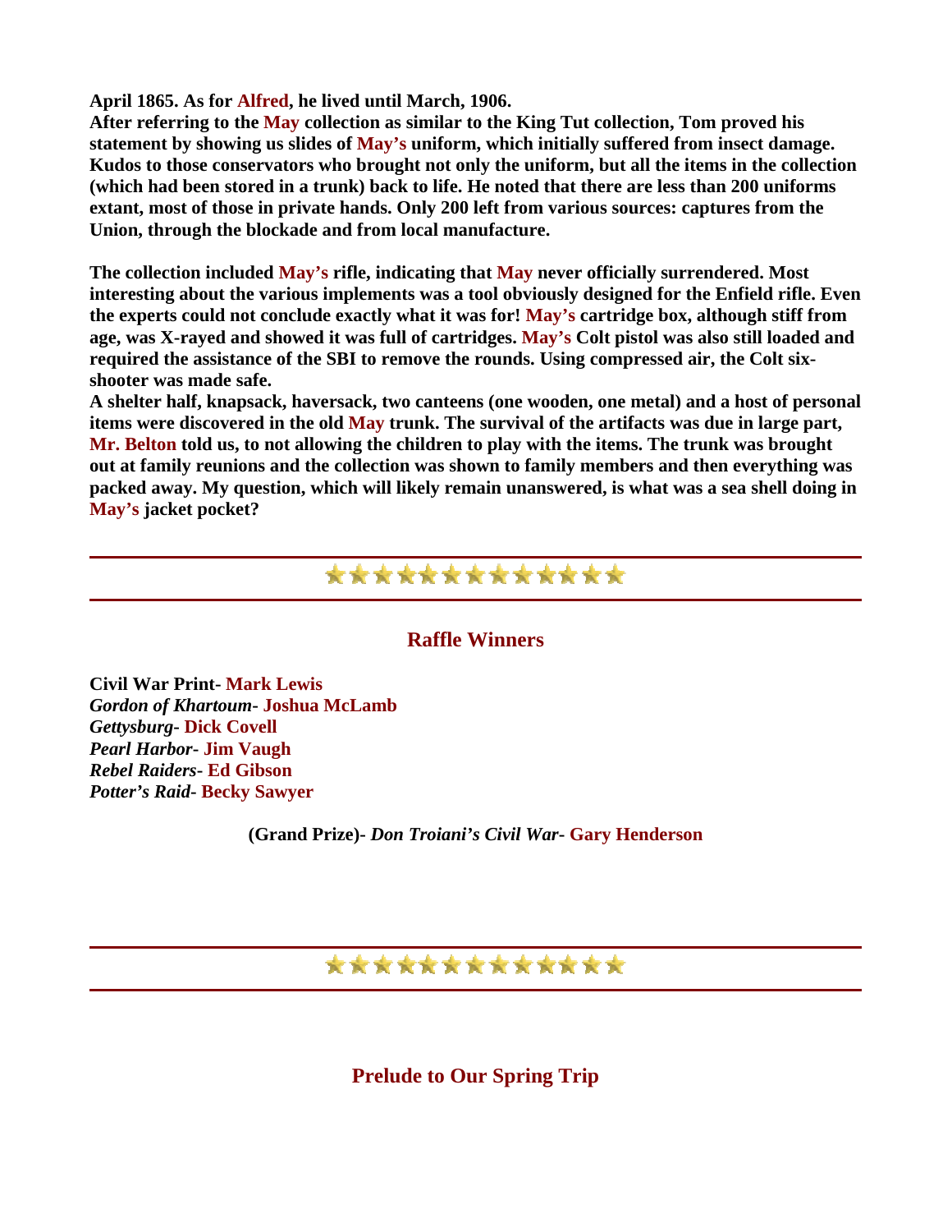**April 1865. As for Alfred, he lived until March, 1906.**

**After referring to the May collection as similar to the King Tut collection, Tom proved his statement by showing us slides of May's uniform, which initially suffered from insect damage. Kudos to those conservators who brought not only the uniform, but all the items in the collection (which had been stored in a trunk) back to life. He noted that there are less than 200 uniforms extant, most of those in private hands. Only 200 left from various sources: captures from the Union, through the blockade and from local manufacture.**

**The collection included May's rifle, indicating that May never officially surrendered. Most interesting about the various implements was a tool obviously designed for the Enfield rifle. Even the experts could not conclude exactly what it was for! May's cartridge box, although stiff from age, was X-rayed and showed it was full of cartridges. May's Colt pistol was also still loaded and required the assistance of the SBI to remove the rounds. Using compressed air, the Colt six-shooter was made safe.**

**A shelter half, knapsack, haversack, two canteens (one wooden, one metal) and a host of personal items were discovered in the old May trunk. The survival of the artifacts was due in large part, Mr. Belton told us, to not allowing the children to play with the items. The trunk was brought out at family reunions and the collection was shown to family members and then everything was packed away. My question, which will likely remain unanswered, is what was a sea shell doing in May's jacket pocket?**

---

## Raffle Winners

**Civil War Print- Mark Lewis**
***Gordon of Khartoum*- Joshua McLamb**
***Gettysburg*- Dick Covell**
***Pearl Harbor*- Jim Vaugh**
***Rebel Raiders*- Ed Gibson**
***Potter's Raid*- Becky Sawyer**

**(Grand Prize)- *Don Troiani's Civil War*- Gary Henderson**

---

## Prelude to Our Spring Trip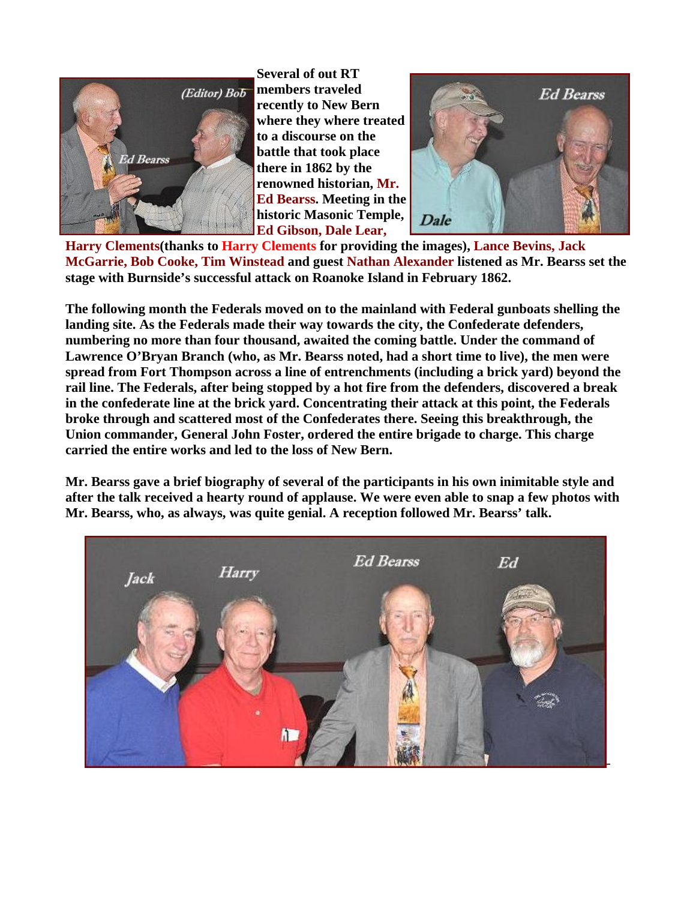**Several of out RT members traveled recently to New Bern where they where treated to a discourse on the battle that took place there in 1862 by the renowned historian, Mr. Ed Bearss. Meeting in the historic Masonic Temple, Ed Gibson, Dale Lear, Harry Clements(thanks to Harry Clements for providing the images), Lance Bevins, Jack McGarrie, Bob Cooke, Tim Winstead and guest Nathan Alexander listened as Mr. Bearss set the stage with Burnside's successful attack on Roanoke Island in February 1862.**

**The following month the Federals moved on to the mainland with Federal gunboats shelling the landing site. As the Federals made their way towards the city, the Confederate defenders, numbering no more than four thousand, awaited the coming battle. Under the command of Lawrence O'Bryan Branch (who, as Mr. Bearss noted, had a short time to live), the men were spread from Fort Thompson across a line of entrenchments (including a brick yard) beyond the rail line. The Federals, after being stopped by a hot fire from the defenders, discovered a break in the confederate line at the brick yard. Concentrating their attack at this point, the Federals broke through and scattered most of the Confederates there. Seeing this breakthrough, the Union commander, General John Foster, ordered the entire brigade to charge. This charge carried the entire works and led to the loss of New Bern.**

**Mr. Bearss gave a brief biography of several of the participants in his own inimitable style and after the talk received a hearty round of applause. We were even able to snap a few photos with Mr. Bearss, who, as always, was quite genial. A reception followed Mr. Bearss' talk.**